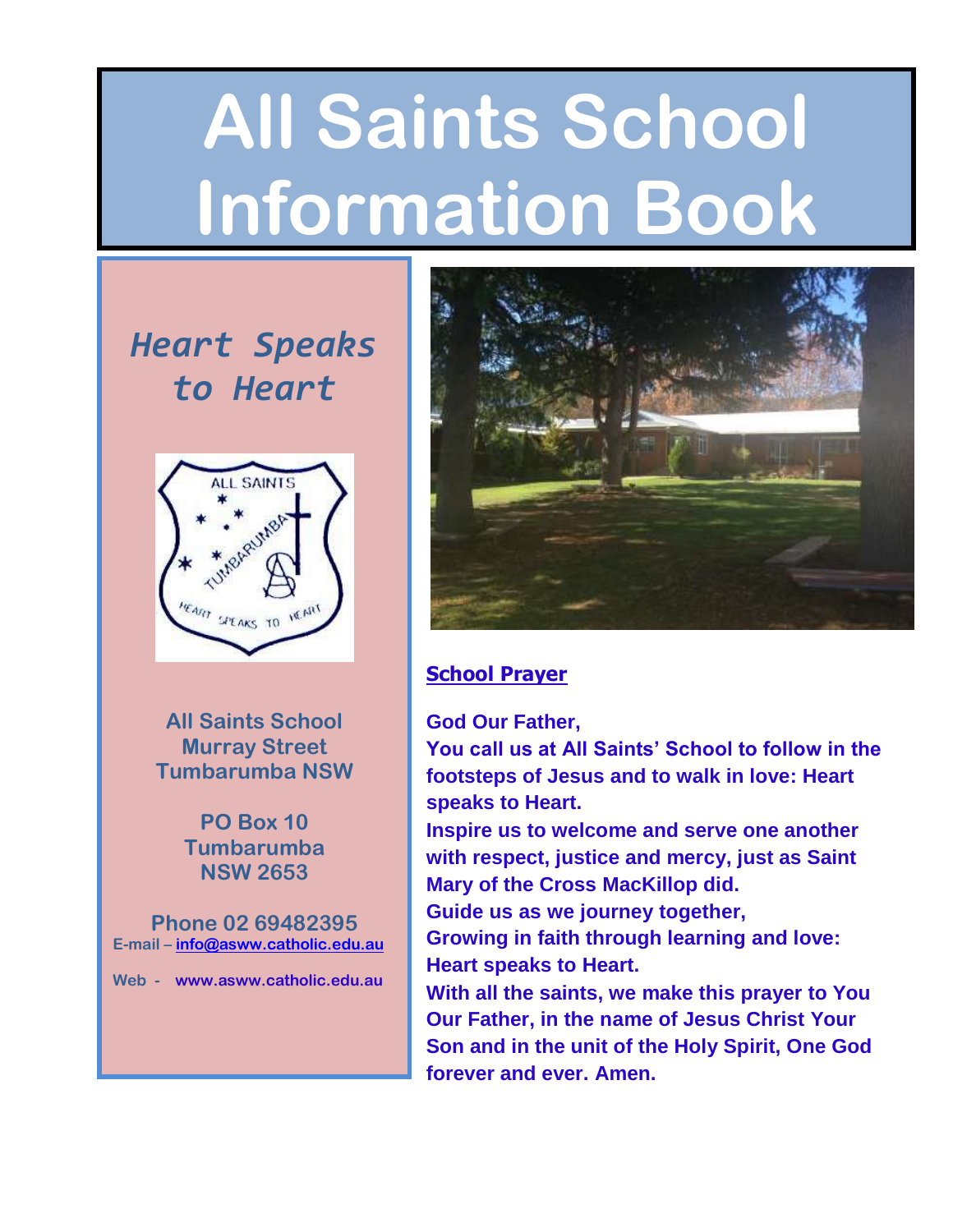# All Saints School Information Book

*Heart Speaks to Heart*

**All Saints School**
**Murray Street**
**Tumbarumba NSW**

**PO Box 10**
**Tumbarumba**
**NSW 2653**

**Phone 02 69482395**
**E-mail – info@asww.catholic.edu.au**

**Web - www.asww.catholic.edu.au**

## School Prayer

**God Our Father,**
**You call us at All Saints' School to follow in the footsteps of Jesus and to walk in love: Heart speaks to Heart.**
**Inspire us to welcome and serve one another with respect, justice and mercy, just as Saint Mary of the Cross MacKillop did.**
**Guide us as we journey together,**
**Growing in faith through learning and love: Heart speaks to Heart.**
**With all the saints, we make this prayer to You Our Father, in the name of Jesus Christ Your Son and in the unit of the Holy Spirit, One God forever and ever. Amen.**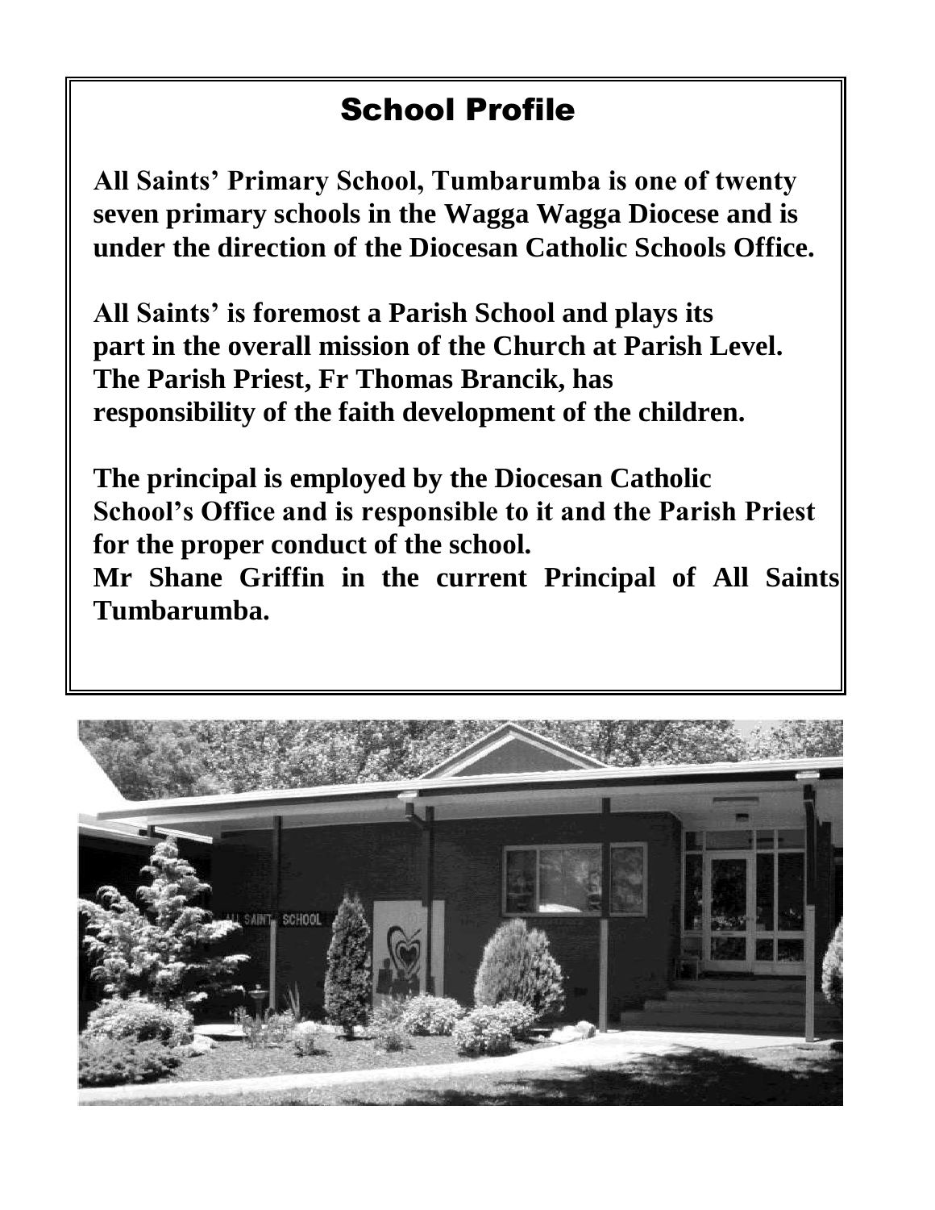# School Profile

**All Saints' Primary School, Tumbarumba is one of twenty seven primary schools in the Wagga Wagga Diocese and is under the direction of the Diocesan Catholic Schools Office.**

**All Saints' is foremost a Parish School and plays its part in the overall mission of the Church at Parish Level. The Parish Priest, Fr Thomas Brancik, has responsibility of the faith development of the children.**

**The principal is employed by the Diocesan Catholic School's Office and is responsible to it and the Parish Priest for the proper conduct of the school.**
**Mr Shane Griffin in the current Principal of All Saints Tumbarumba.**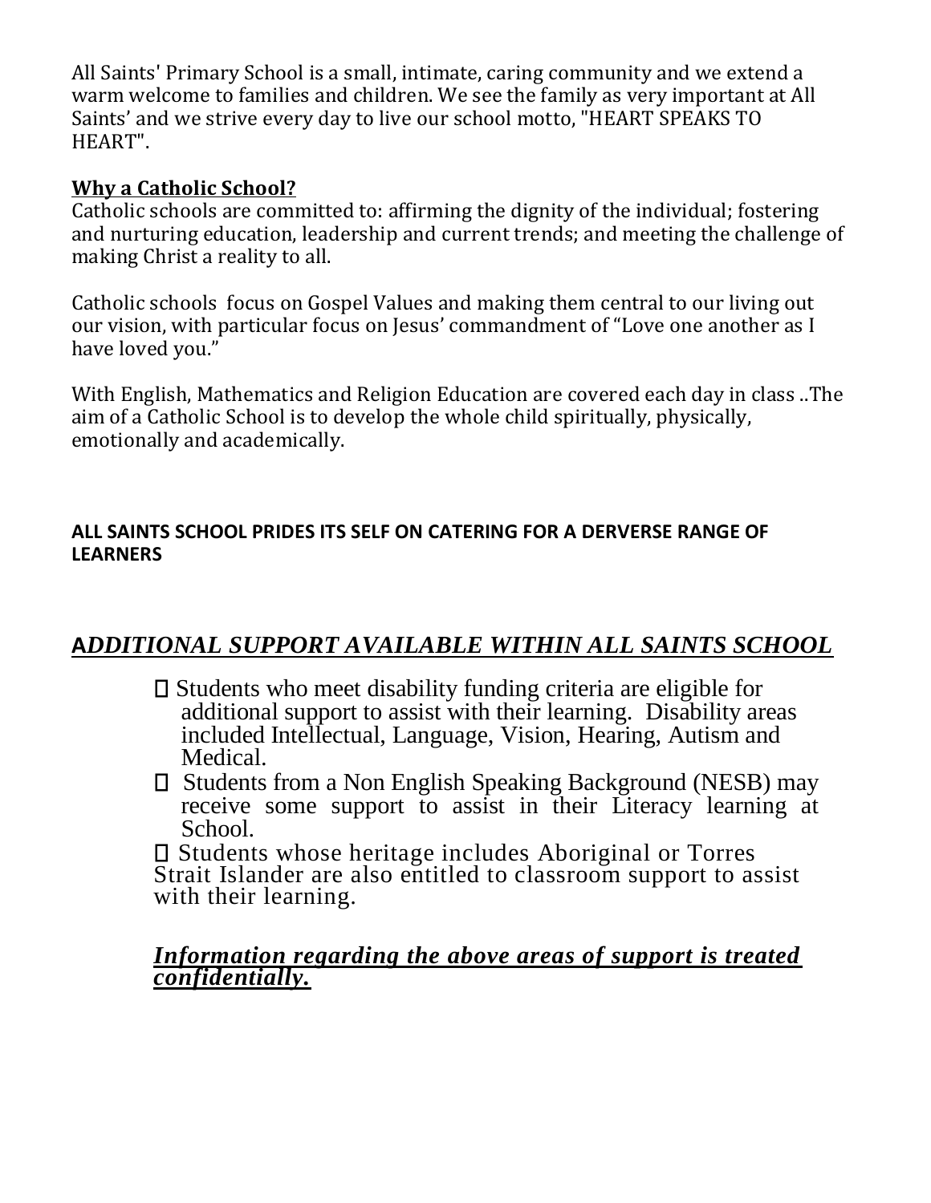All Saints' Primary School is a small, intimate, caring community and we extend a warm welcome to families and children. We see the family as very important at All Saints' and we strive every day to live our school motto, "HEART SPEAKS TO HEART".

**Why a Catholic School?**

Catholic schools are committed to: affirming the dignity of the individual; fostering and nurturing education, leadership and current trends; and meeting the challenge of making Christ a reality to all.

Catholic schools focus on Gospel Values and making them central to our living out our vision, with particular focus on Jesus' commandment of "Love one another as I have loved you."

With English, Mathematics and Religion Education are covered each day in class ..The aim of a Catholic School is to develop the whole child spiritually, physically, emotionally and academically.

**ALL SAINTS SCHOOL PRIDES ITS SELF ON CATERING FOR A DERVERSE RANGE OF LEARNERS**

## ***ADDITIONAL SUPPORT AVAILABLE WITHIN ALL SAINTS SCHOOL***

- Students who meet disability funding criteria are eligible for additional support to assist with their learning. Disability areas included Intellectual, Language, Vision, Hearing, Autism and Medical.
- Students from a Non English Speaking Background (NESB) may receive some support to assist in their Literacy learning at School.
- Students whose heritage includes Aboriginal or Torres Strait Islander are also entitled to classroom support to assist with their learning.

***Information regarding the above areas of support is treated confidentially.***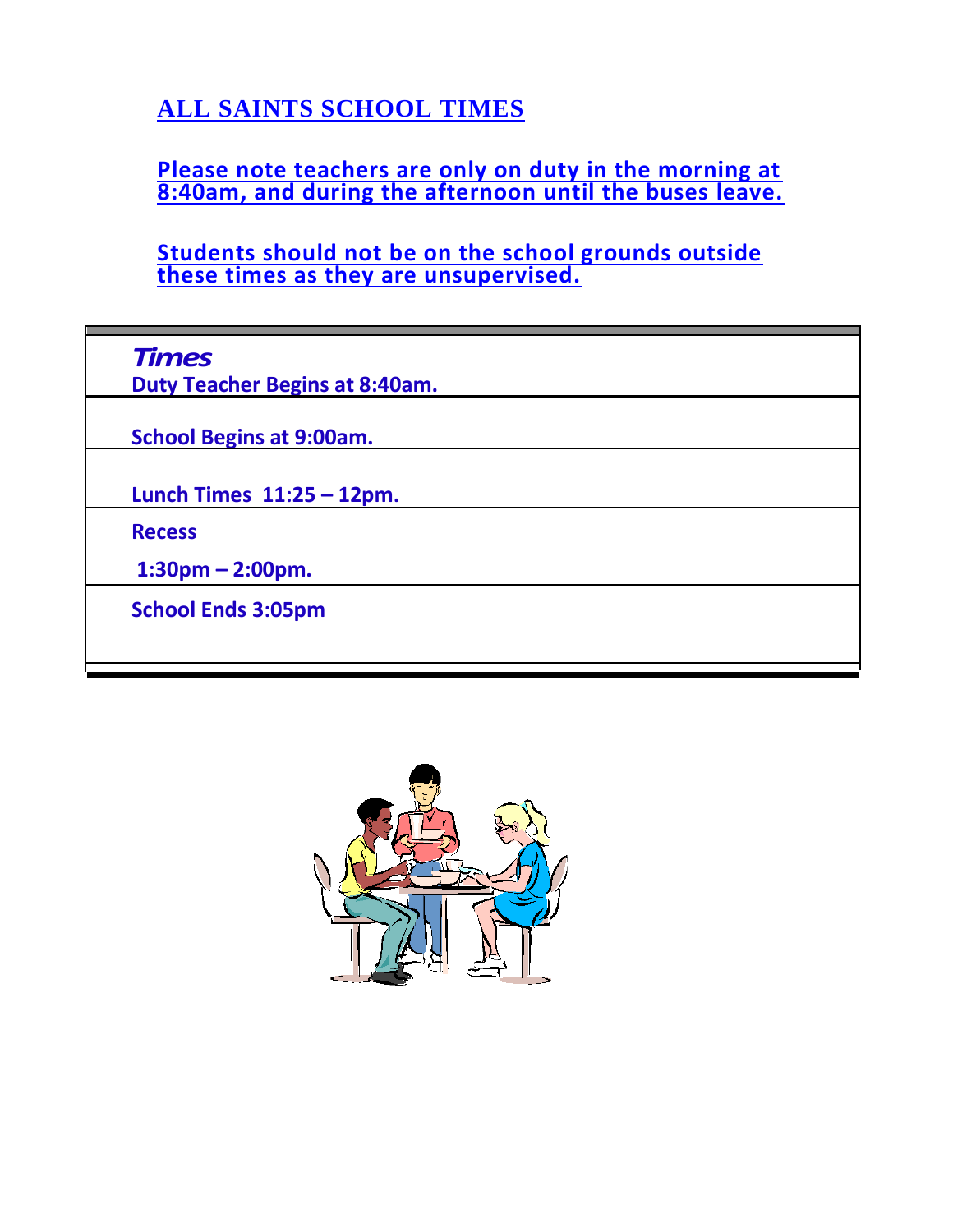# ALL SAINTS SCHOOL TIMES

**Please note teachers are only on duty in the morning at 8:40am, and during the afternoon until the buses leave.**

**Students should not be on the school grounds outside these times as they are unsupervised.**

| ***Times*** |
| --- |
| **Duty Teacher Begins at 8:40am.** |
| **School Begins at 9:00am.** |
| **Lunch Times 11:25 – 12pm.** |
| **Recess**<br>**1:30pm – 2:00pm.** |
| **School Ends 3:05pm** |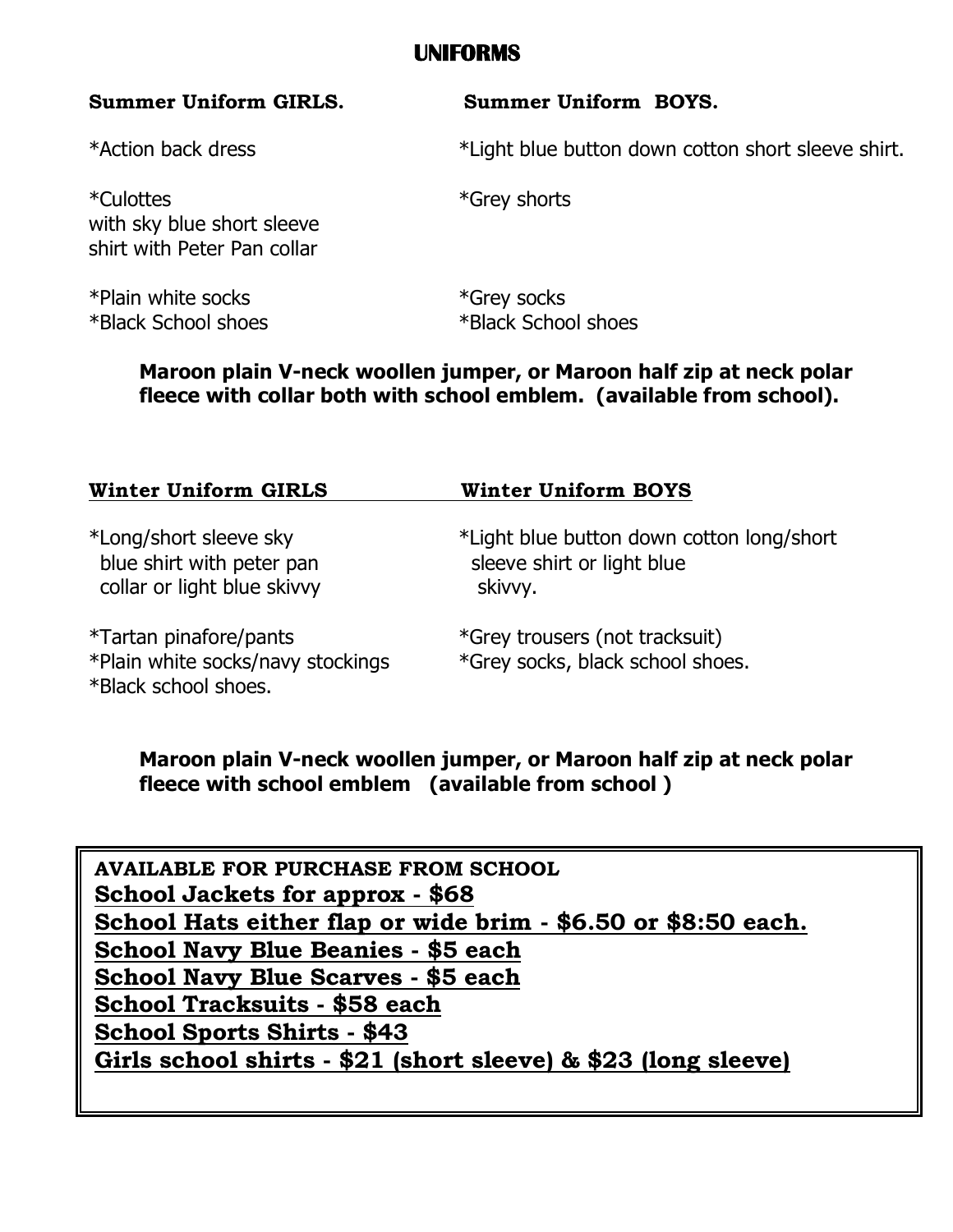# UNIFORMS

**Summer Uniform GIRLS.**

*Action back dress

*Culottes
with sky blue short sleeve
shirt with Peter Pan collar

*Plain white socks
*Black School shoes

**Summer Uniform BOYS.**

*Light blue button down cotton short sleeve shirt.

*Grey shorts

*Grey socks
*Black School shoes

**Maroon plain V-neck woollen jumper, or Maroon half zip at neck polar fleece with collar both with school emblem. (available from school).**

**Winter Uniform GIRLS**

*Long/short sleeve sky blue shirt with peter pan collar or light blue skivvy

*Tartan pinafore/pants
*Plain white socks/navy stockings
*Black school shoes.

**Winter Uniform BOYS**

*Light blue button down cotton long/short sleeve shirt or light blue skivvy.

*Grey trousers (not tracksuit)
*Grey socks, black school shoes.

**Maroon plain V-neck woollen jumper, or Maroon half zip at neck polar fleece with school emblem (available from school )**

**AVAILABLE FOR PURCHASE FROM SCHOOL**
**School Jackets for approx - $68**
**School Hats either flap or wide brim - $6.50 or $8:50 each.**
**School Navy Blue Beanies - $5 each**
**School Navy Blue Scarves - $5 each**
**School Tracksuits - $58 each**
**School Sports Shirts - $43**
**Girls school shirts - $21 (short sleeve) & $23 (long sleeve)**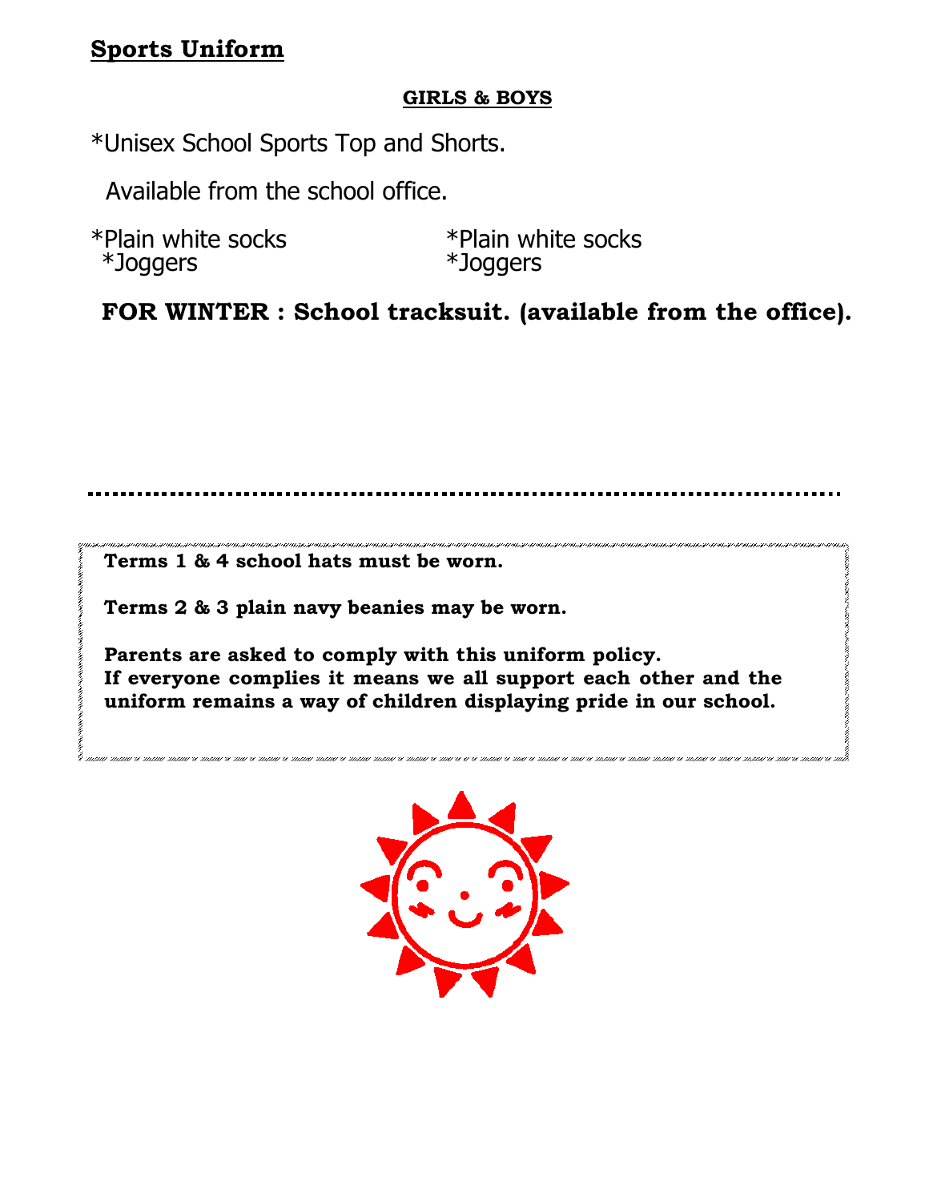## Sports Uniform

**GIRLS & BOYS**

*Unisex School Sports Top and Shorts.

Available from the school office.

| | |
|---|---|
| *Plain white socks | *Plain white socks |
| *Joggers | *Joggers |

**FOR WINTER : School tracksuit. (available from the office).**

---

**Terms 1 & 4 school hats must be worn.**

**Terms 2 & 3 plain navy beanies may be worn.**

**Parents are asked to comply with this uniform policy.**
**If everyone complies it means we all support each other and the uniform remains a way of children displaying pride in our school.**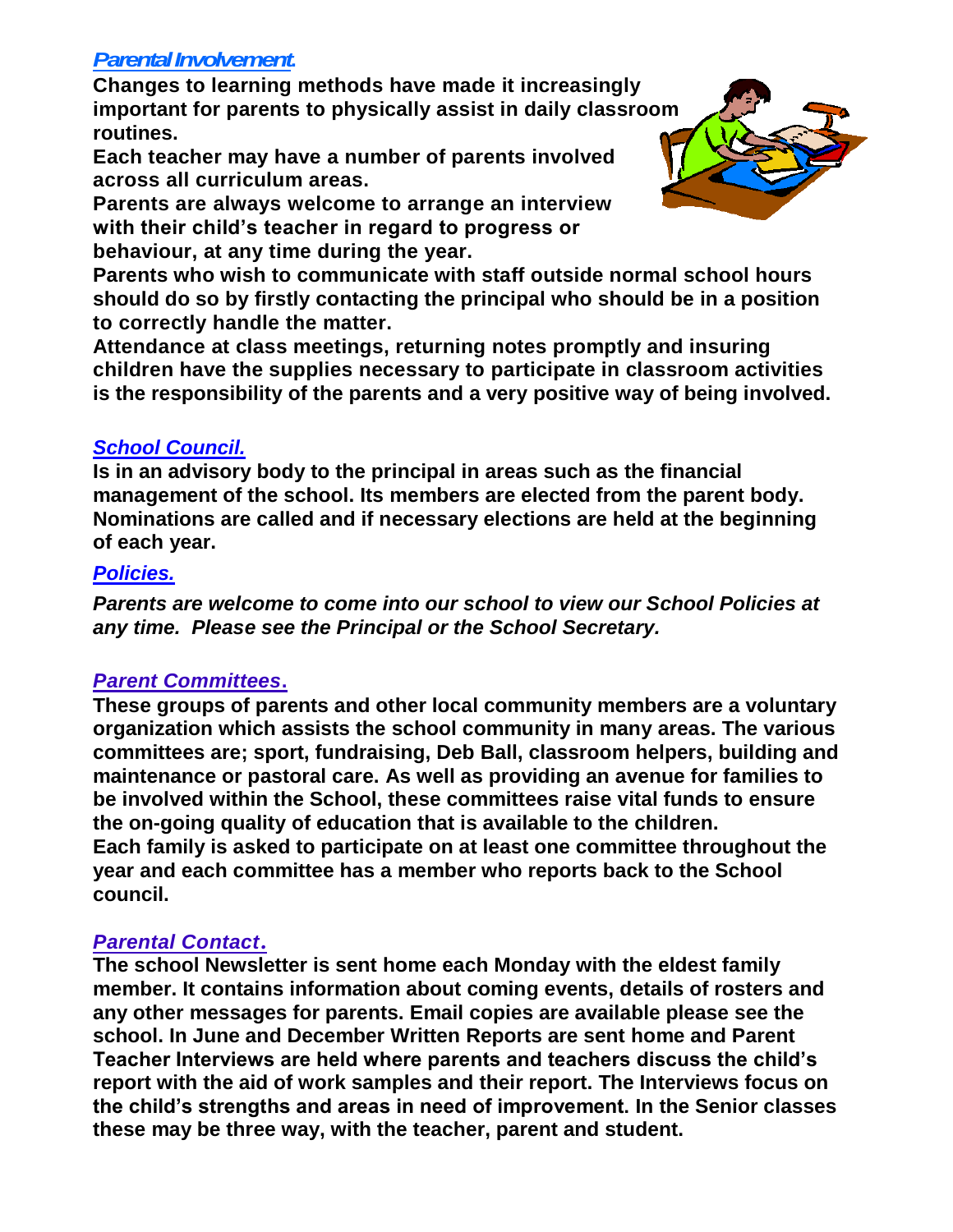## *Parental Involvement.*

**Changes to learning methods have made it increasingly important for parents to physically assist in daily classroom routines.**

**Each teacher may have a number of parents involved across all curriculum areas.**

**Parents are always welcome to arrange an interview with their child's teacher in regard to progress or behaviour, at any time during the year.**

**Parents who wish to communicate with staff outside normal school hours should do so by firstly contacting the principal who should be in a position to correctly handle the matter.**

**Attendance at class meetings, returning notes promptly and insuring children have the supplies necessary to participate in classroom activities is the responsibility of the parents and a very positive way of being involved.**

## *School Council.*

**Is in an advisory body to the principal in areas such as the financial management of the school. Its members are elected from the parent body. Nominations are called and if necessary elections are held at the beginning of each year.**

## *Policies.*

***Parents are welcome to come into our school to view our School Policies at any time. Please see the Principal or the School Secretary.***

## *Parent Committees.*

**These groups of parents and other local community members are a voluntary organization which assists the school community in many areas. The various committees are; sport, fundraising, Deb Ball, classroom helpers, building and maintenance or pastoral care. As well as providing an avenue for families to be involved within the School, these committees raise vital funds to ensure the on-going quality of education that is available to the children.**

**Each family is asked to participate on at least one committee throughout the year and each committee has a member who reports back to the School council.**

## *Parental Contact.*

**The school Newsletter is sent home each Monday with the eldest family member. It contains information about coming events, details of rosters and any other messages for parents. Email copies are available please see the school. In June and December Written Reports are sent home and Parent Teacher Interviews are held where parents and teachers discuss the child's report with the aid of work samples and their report. The Interviews focus on the child's strengths and areas in need of improvement. In the Senior classes these may be three way, with the teacher, parent and student.**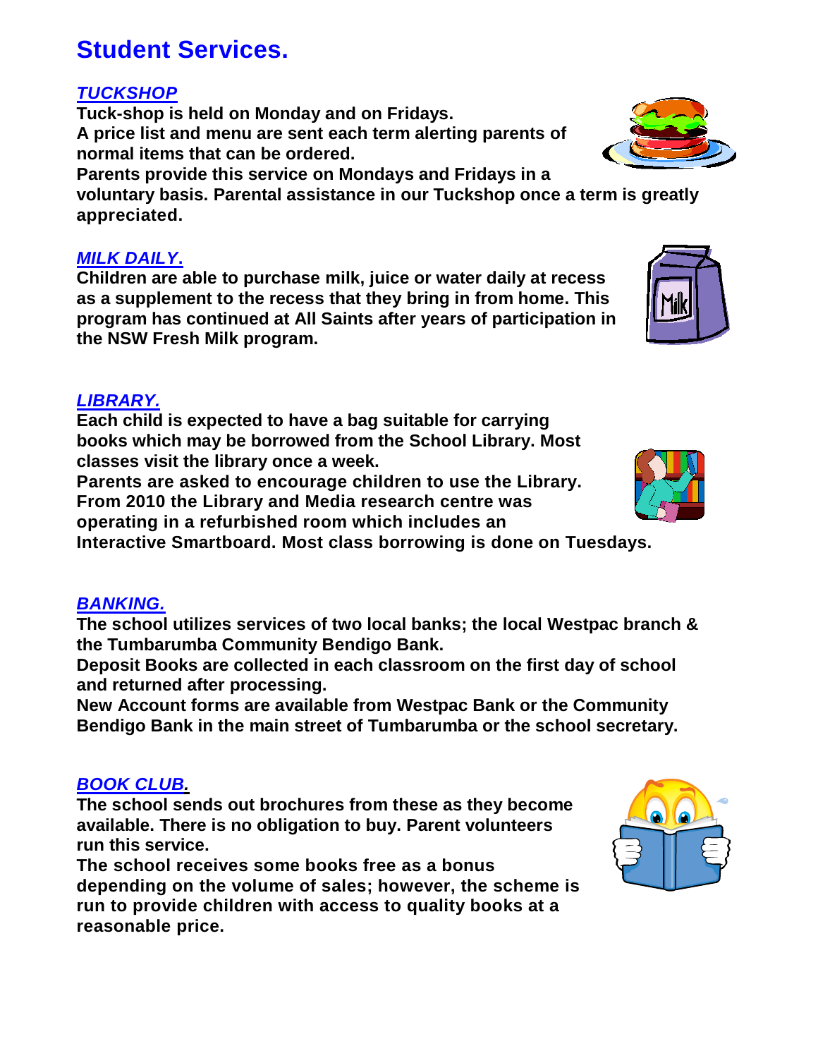# Student Services.

## *TUCKSHOP*

**Tuck-shop is held on Monday and on Fridays.**
**A price list and menu are sent each term alerting parents of normal items that can be ordered.**
**Parents provide this service on Mondays and Fridays in a voluntary basis. Parental assistance in our Tuckshop once a term is greatly appreciated.**

## *MILK DAILY.*

**Children are able to purchase milk, juice or water daily at recess as a supplement to the recess that they bring in from home. This program has continued at All Saints after years of participation in the NSW Fresh Milk program.**

## *LIBRARY.*

**Each child is expected to have a bag suitable for carrying books which may be borrowed from the School Library. Most classes visit the library once a week.**
**Parents are asked to encourage children to use the Library. From 2010 the Library and Media research centre was operating in a refurbished room which includes an Interactive Smartboard. Most class borrowing is done on Tuesdays.**

## *BANKING.*

**The school utilizes services of two local banks; the local Westpac branch & the Tumbarumba Community Bendigo Bank.**
**Deposit Books are collected in each classroom on the first day of school and returned after processing.**
**New Account forms are available from Westpac Bank or the Community Bendigo Bank in the main street of Tumbarumba or the school secretary.**

## *BOOK CLUB.*

**The school sends out brochures from these as they become available. There is no obligation to buy. Parent volunteers run this service.**
**The school receives some books free as a bonus depending on the volume of sales; however, the scheme is run to provide children with access to quality books at a reasonable price.**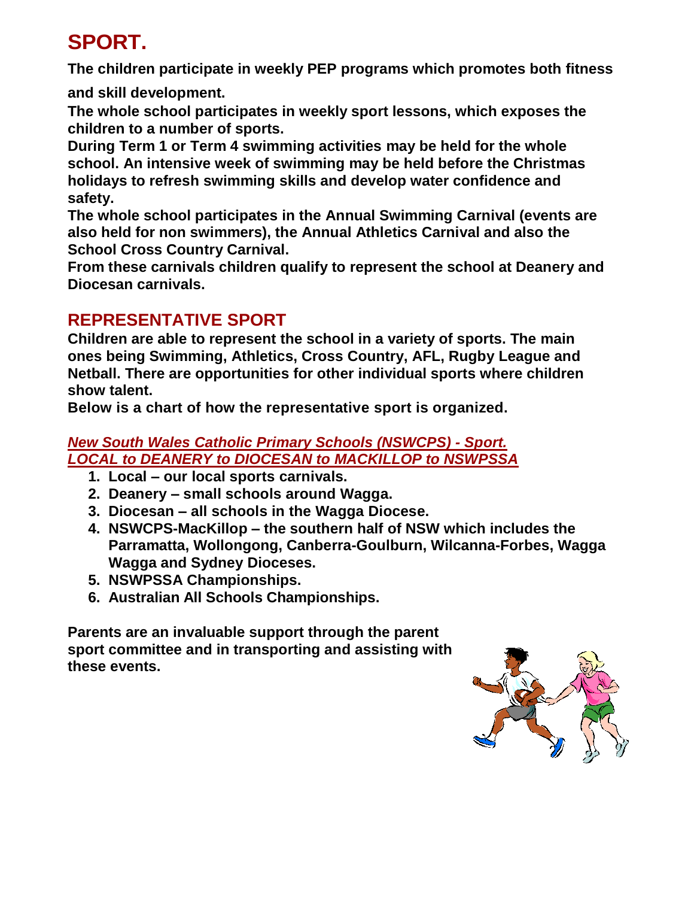# SPORT.

**The children participate in weekly PEP programs which promotes both fitness and skill development.**

**The whole school participates in weekly sport lessons, which exposes the children to a number of sports.**

**During Term 1 or Term 4 swimming activities may be held for the whole school. An intensive week of swimming may be held before the Christmas holidays to refresh swimming skills and develop water confidence and safety.**

**The whole school participates in the Annual Swimming Carnival (events are also held for non swimmers), the Annual Athletics Carnival and also the School Cross Country Carnival.**

**From these carnivals children qualify to represent the school at Deanery and Diocesan carnivals.**

## REPRESENTATIVE SPORT

**Children are able to represent the school in a variety of sports. The main ones being Swimming, Athletics, Cross Country, AFL, Rugby League and Netball. There are opportunities for other individual sports where children show talent.**

**Below is a chart of how the representative sport is organized.**

***New South Wales Catholic Primary Schools (NSWCPS) - Sport.***
***LOCAL to DEANERY to DIOCESAN to MACKILLOP to NSWPSSA***

1. **Local – our local sports carnivals.**
2. **Deanery – small schools around Wagga.**
3. **Diocesan – all schools in the Wagga Diocese.**
4. **NSWCPS-MacKillop – the southern half of NSW which includes the Parramatta, Wollongong, Canberra-Goulburn, Wilcanna-Forbes, Wagga Wagga and Sydney Dioceses.**
5. **NSWPSSA Championships.**
6. **Australian All Schools Championships.**

**Parents are an invaluable support through the parent sport committee and in transporting and assisting with these events.**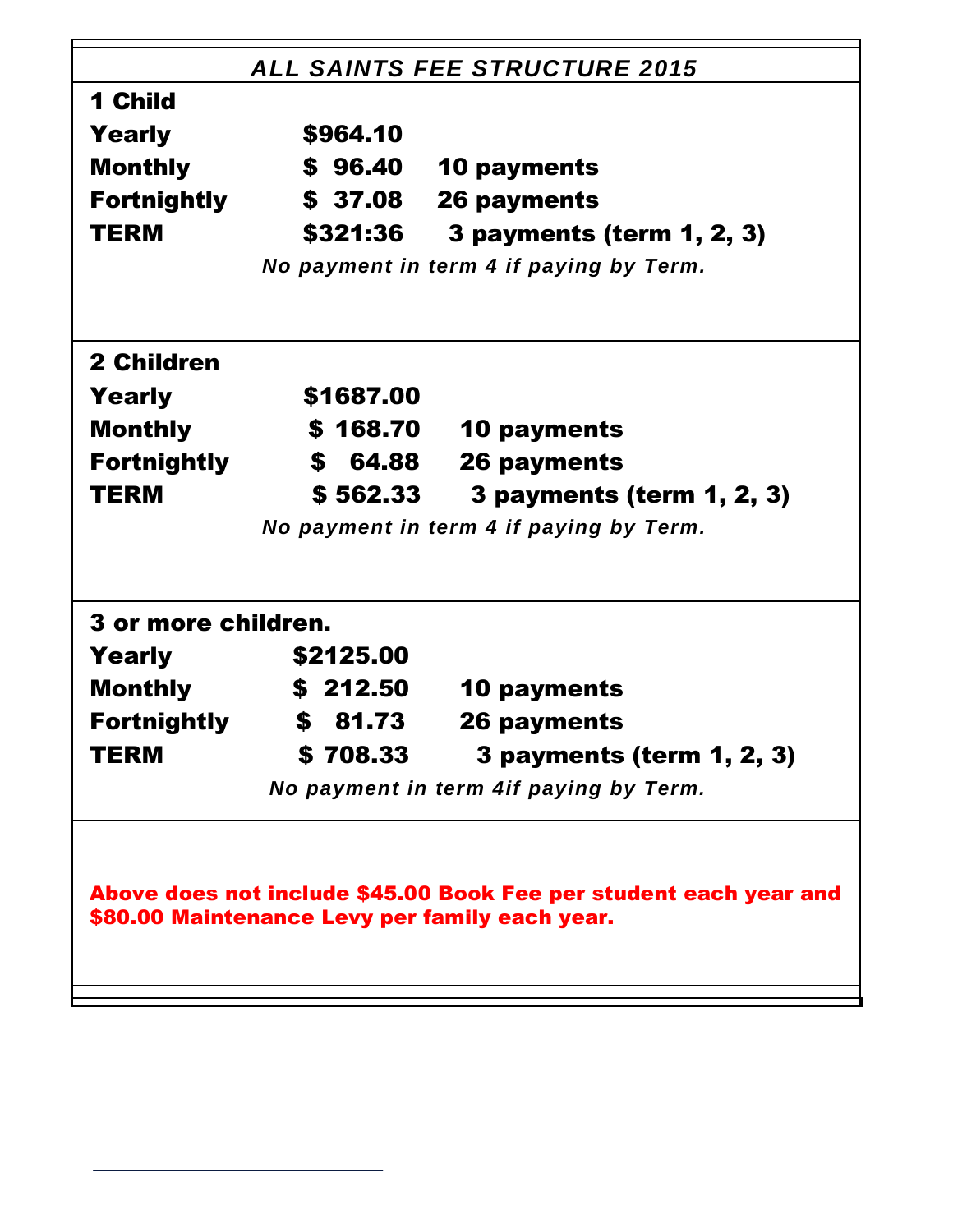## *ALL SAINTS FEE STRUCTURE 2015*

**1 Child**

| | | |
|---|---|---|
| **Yearly** | **$964.10** | |
| **Monthly** | **$ 96.40** | **10 payments** |
| **Fortnightly** | **$ 37.08** | **26 payments** |
| **TERM** | **$321:36** | **3 payments (term 1, 2, 3)** |

***No payment in term 4 if paying by Term.***

**2 Children**

| | | |
|---|---|---|
| **Yearly** | **$1687.00** | |
| **Monthly** | **$ 168.70** | **10 payments** |
| **Fortnightly** | **$ 64.88** | **26 payments** |
| **TERM** | **$ 562.33** | **3 payments (term 1, 2, 3)** |

***No payment in term 4 if paying by Term.***

**3 or more children.**

| | | |
|---|---|---|
| **Yearly** | **$2125.00** | |
| **Monthly** | **$ 212.50** | **10 payments** |
| **Fortnightly** | **$ 81.73** | **26 payments** |
| **TERM** | **$ 708.33** | **3 payments (term 1, 2, 3)** |

***No payment in term 4if paying by Term.***

**Above does not include $45.00 Book Fee per student each year and $80.00 Maintenance Levy per family each year.**